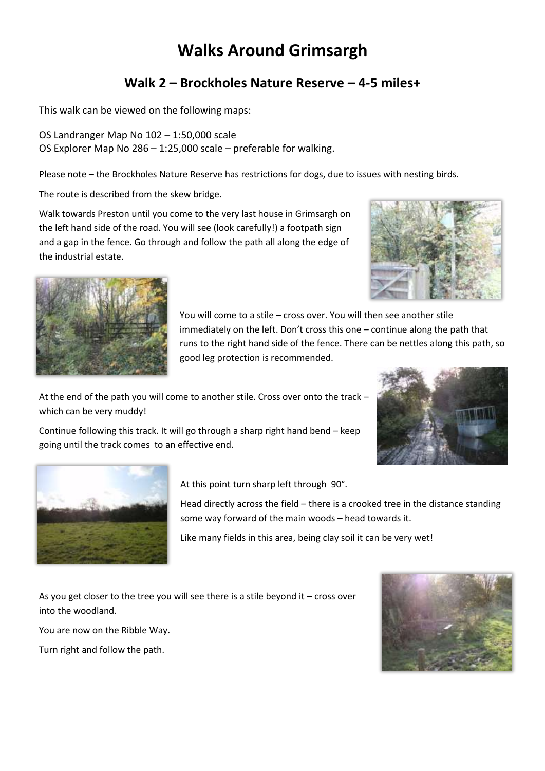# Walks Around Grimsargh

## Walk 2 – Brockholes Nature Reserve – 4-5 miles+

This walk can be viewed on the following maps:

OS Landranger Map No 102 – 1:50,000 scale
OS Explorer Map No 286 – 1:25,000 scale – preferable for walking.

Please note – the Brockholes Nature Reserve has restrictions for dogs, due to issues with nesting birds.

The route is described from the skew bridge.

Walk towards Preston until you come to the very last house in Grimsargh on the left hand side of the road. You will see (look carefully!) a footpath sign and a gap in the fence. Go through and follow the path all along the edge of the industrial estate.

You will come to a stile – cross over. You will then see another stile immediately on the left. Don't cross this one – continue along the path that runs to the right hand side of the fence. There can be nettles along this path, so good leg protection is recommended.

At the end of the path you will come to another stile. Cross over onto the track – which can be very muddy!

Continue following this track. It will go through a sharp right hand bend – keep going until the track comes to an effective end.

At this point turn sharp left through 90°.

Head directly across the field – there is a crooked tree in the distance standing some way forward of the main woods – head towards it.

Like many fields in this area, being clay soil it can be very wet!

As you get closer to the tree you will see there is a stile beyond it – cross over into the woodland.

You are now on the Ribble Way.

Turn right and follow the path.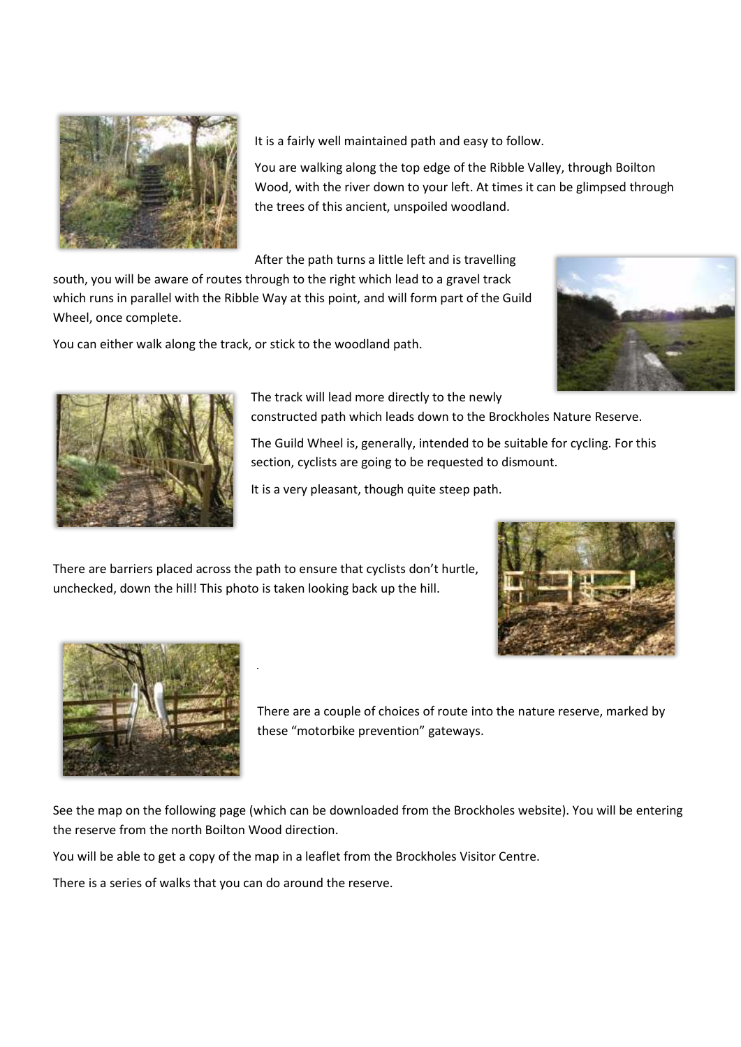It is a fairly well maintained path and easy to follow.

You are walking along the top edge of the Ribble Valley, through Boilton Wood, with the river down to your left. At times it can be glimpsed through the trees of this ancient, unspoiled woodland.

After the path turns a little left and is travelling south, you will be aware of routes through to the right which lead to a gravel track which runs in parallel with the Ribble Way at this point, and will form part of the Guild Wheel, once complete.

You can either walk along the track, or stick to the woodland path.

The track will lead more directly to the newly constructed path which leads down to the Brockholes Nature Reserve.

The Guild Wheel is, generally, intended to be suitable for cycling. For this section, cyclists are going to be requested to dismount.

It is a very pleasant, though quite steep path.

There are barriers placed across the path to ensure that cyclists don't hurtle, unchecked, down the hill! This photo is taken looking back up the hill.

There are a couple of choices of route into the nature reserve, marked by these "motorbike prevention" gateways.

See the map on the following page (which can be downloaded from the Brockholes website). You will be entering the reserve from the north Boilton Wood direction.

You will be able to get a copy of the map in a leaflet from the Brockholes Visitor Centre.

There is a series of walks that you can do around the reserve.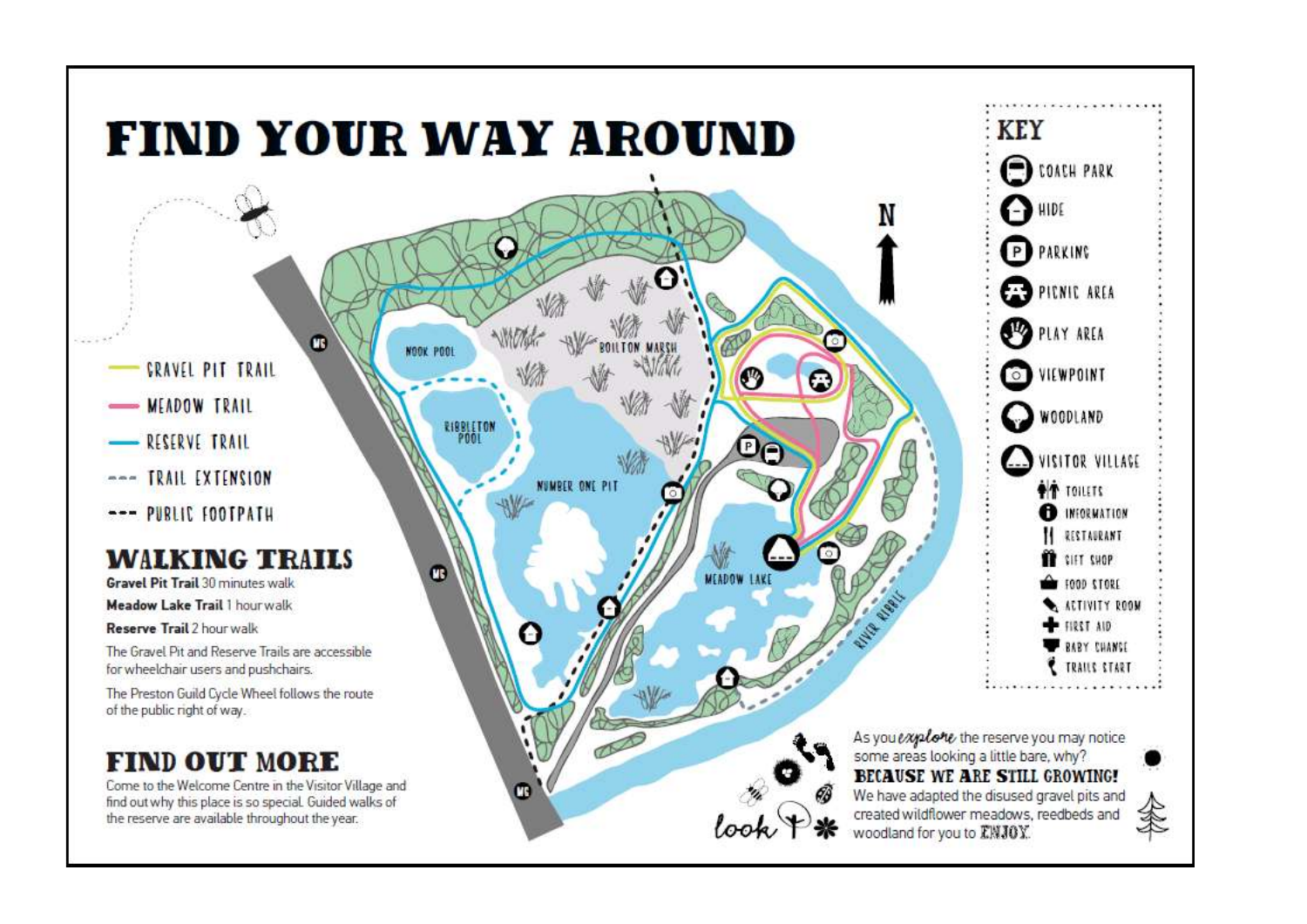# FIND YOUR WAY AROUND

- GRAVEL PIT TRAIL
- MEADOW TRAIL
- RESERVE TRAIL
- TRAIL EXTENSION
- PUBLIC FOOTPATH

NOOK POOL

RIBBLETON POOL

BOILTON MARSH

NUMBER ONE PIT

MEADOW LAKE

RIVER RIBBLE

N

## KEY

- COACH PARK
- HIDE
- PARKING
- PICNIC AREA
- PLAY AREA
- VIEWPOINT
- WOODLAND
- VISITOR VILLAGE
  - TOILETS
  - INFORMATION
  - RESTAURANT
  - GIFT SHOP
  - FOOD STORE
  - ACTIVITY ROOM
  - FIRST AID
  - BABY CHANGE
  - TRAILS START

## WALKING TRAILS

**Gravel Pit Trail** 30 minutes walk

**Meadow Lake Trail** 1 hour walk

**Reserve Trail** 2 hour walk

The Gravel Pit and Reserve Trails are accessible for wheelchair users and pushchairs.

The Preston Guild Cycle Wheel follows the route of the public right of way.

## FIND OUT MORE

Come to the Welcome Centre in the Visitor Village and find out why this place is so special. Guided walks of the reserve are available throughout the year.

look

As you *explore* the reserve you may notice some areas looking a little bare, why?

**BECAUSE WE ARE STILL GROWING!**

We have adapted the disused gravel pits and created wildflower meadows, reedbeds and woodland for you to ENJOY.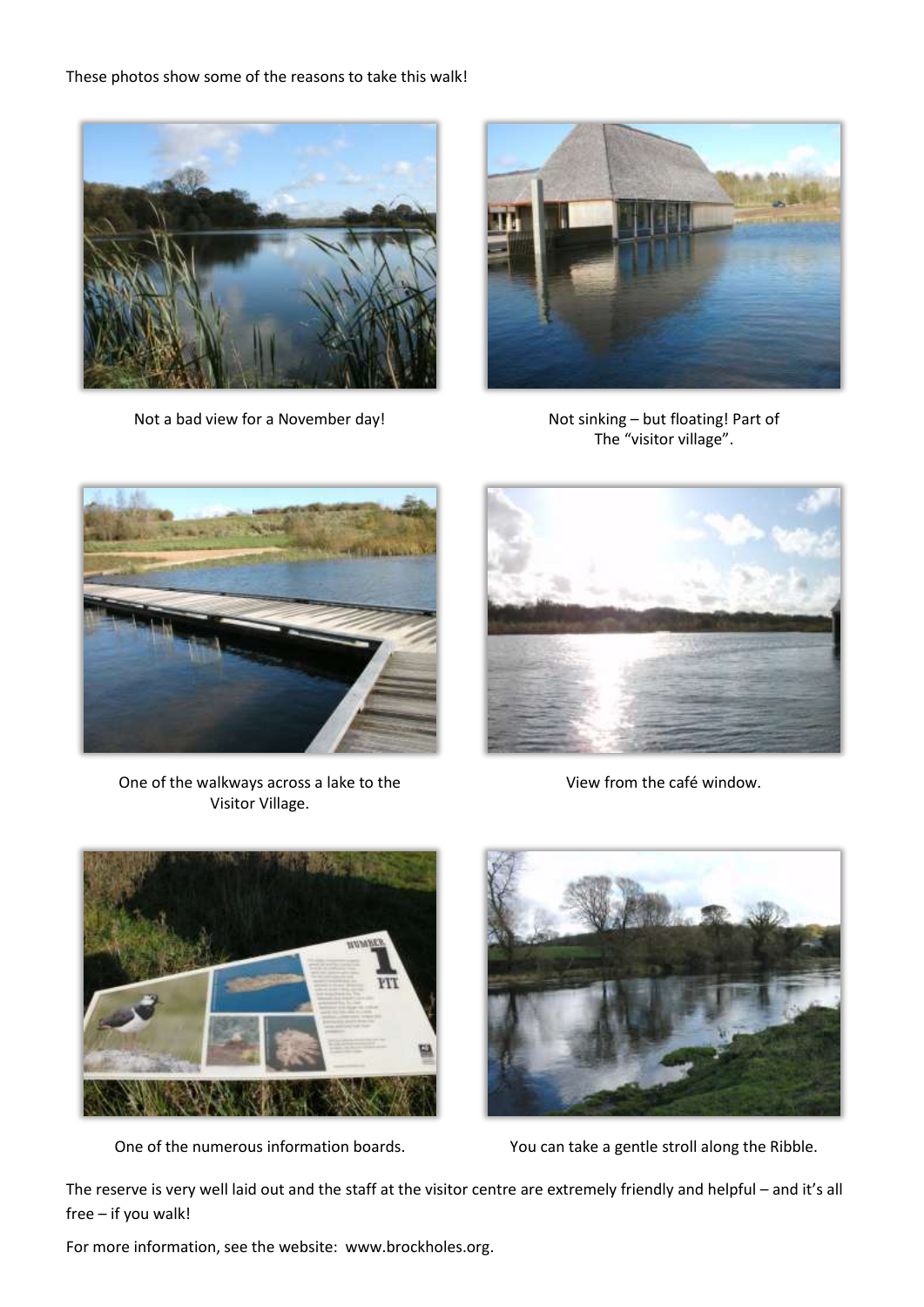These photos show some of the reasons to take this walk!

Not a bad view for a November day!

Not sinking – but floating! Part of The "visitor village".

One of the walkways across a lake to the Visitor Village.

View from the café window.

One of the numerous information boards.

You can take a gentle stroll along the Ribble.

The reserve is very well laid out and the staff at the visitor centre are extremely friendly and helpful – and it's all free – if you walk!

For more information, see the website: www.brockholes.org.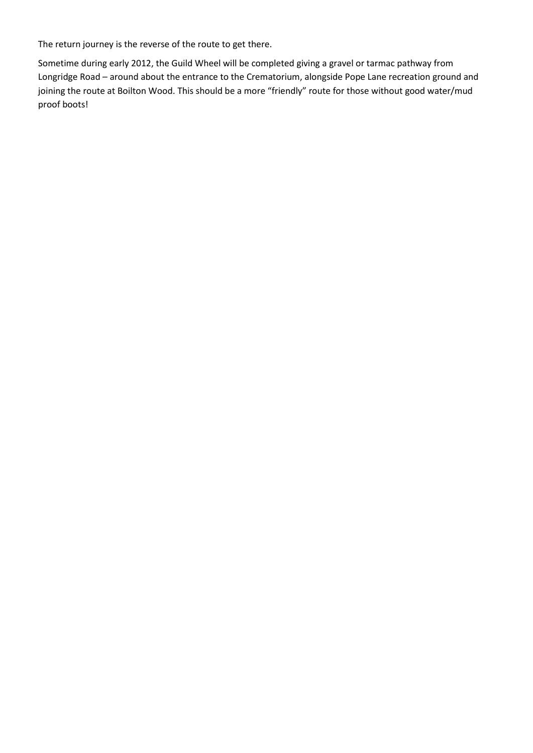The return journey is the reverse of the route to get there.

Sometime during early 2012, the Guild Wheel will be completed giving a gravel or tarmac pathway from Longridge Road – around about the entrance to the Crematorium, alongside Pope Lane recreation ground and joining the route at Boilton Wood. This should be a more "friendly" route for those without good water/mud proof boots!